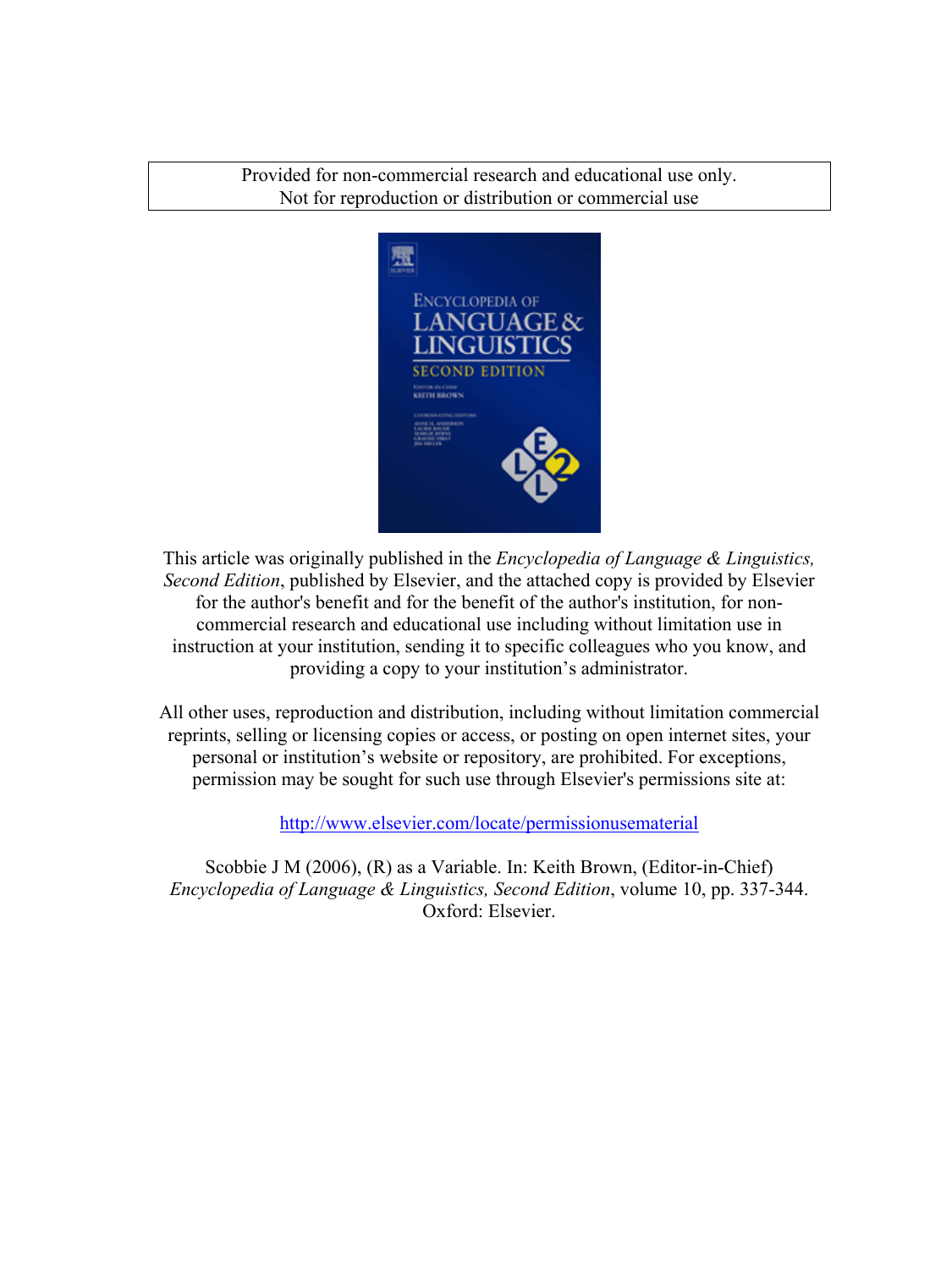Provided for non-commercial research and educational use only.
Not for reproduction or distribution or commercial use

This article was originally published in the *Encyclopedia of Language & Linguistics, Second Edition*, published by Elsevier, and the attached copy is provided by Elsevier for the author's benefit and for the benefit of the author's institution, for non-commercial research and educational use including without limitation use in instruction at your institution, sending it to specific colleagues who you know, and providing a copy to your institution's administrator.

All other uses, reproduction and distribution, including without limitation commercial reprints, selling or licensing copies or access, or posting on open internet sites, your personal or institution's website or repository, are prohibited. For exceptions, permission may be sought for such use through Elsevier's permissions site at:

http://www.elsevier.com/locate/permissionusematerial

Scobbie J M (2006), (R) as a Variable. In: Keith Brown, (Editor-in-Chief) *Encyclopedia of Language & Linguistics, Second Edition*, volume 10, pp. 337-344. Oxford: Elsevier.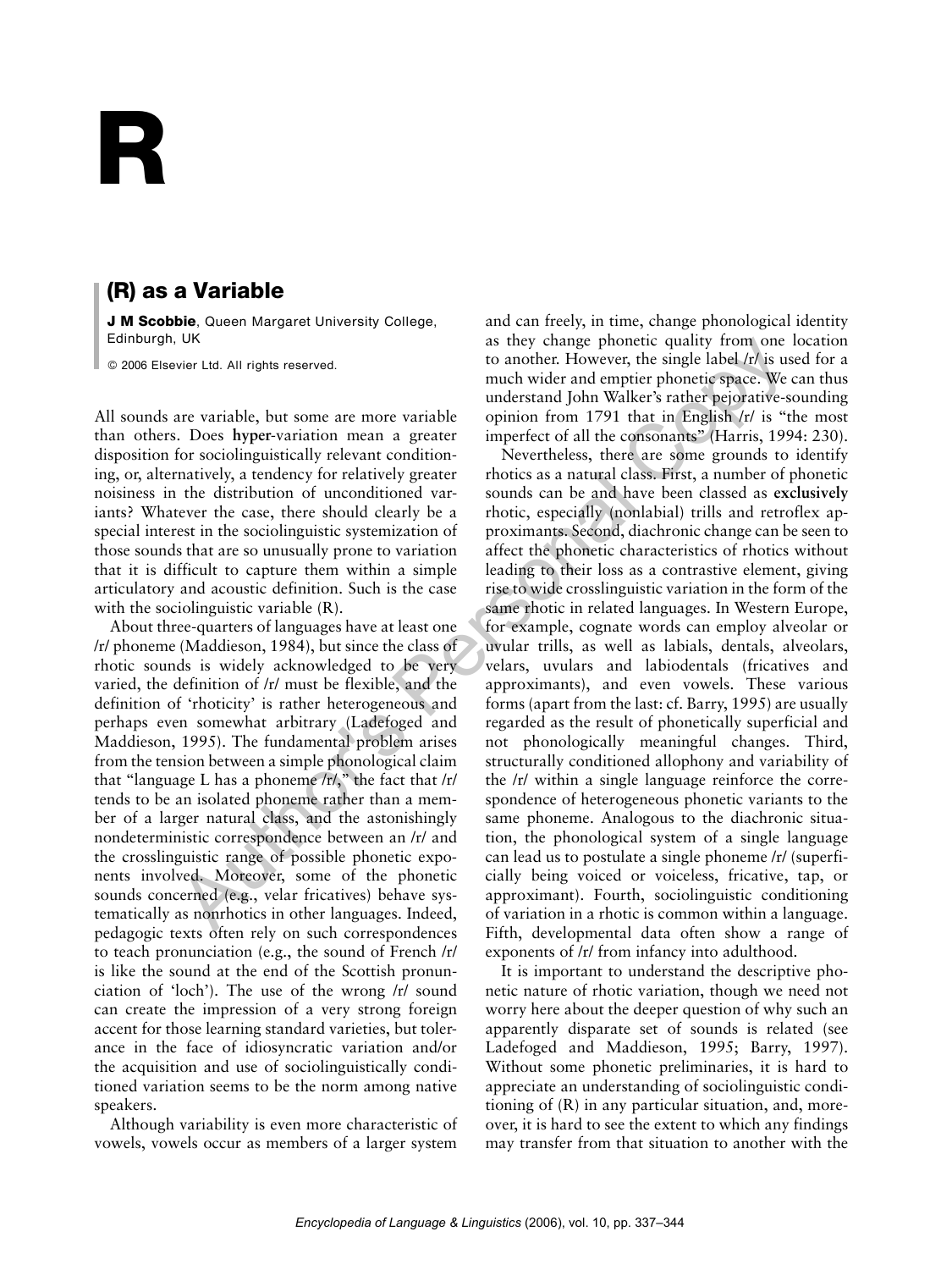# R

## (R) as a Variable

**J M Scobbie**, Queen Margaret University College, Edinburgh, UK

© 2006 Elsevier Ltd. All rights reserved.

All sounds are variable, but some are more variable than others. Does **hyper**-variation mean a greater disposition for sociolinguistically relevant conditioning, or, alternatively, a tendency for relatively greater noisiness in the distribution of unconditioned variants? Whatever the case, there should clearly be a special interest in the sociolinguistic systemization of those sounds that are so unusually prone to variation that it is difficult to capture them within a simple articulatory and acoustic definition. Such is the case with the sociolinguistic variable (R).

About three-quarters of languages have at least one /r/ phoneme (Maddieson, 1984), but since the class of rhotic sounds is widely acknowledged to be very varied, the definition of /r/ must be flexible, and the definition of 'rhoticity' is rather heterogeneous and perhaps even somewhat arbitrary (Ladefoged and Maddieson, 1995). The fundamental problem arises from the tension between a simple phonological claim that "language L has a phoneme /r/," the fact that /r/ tends to be an isolated phoneme rather than a member of a larger natural class, and the astonishingly nondeterministic correspondence between an /r/ and the crosslinguistic range of possible phonetic exponents involved. Moreover, some of the phonetic sounds concerned (e.g., velar fricatives) behave systematically as nonrhotics in other languages. Indeed, pedagogic texts often rely on such correspondences to teach pronunciation (e.g., the sound of French /r/ is like the sound at the end of the Scottish pronunciation of 'loch'). The use of the wrong /r/ sound can create the impression of a very strong foreign accent for those learning standard varieties, but tolerance in the face of idiosyncratic variation and/or the acquisition and use of sociolinguistically conditioned variation seems to be the norm among native speakers.

Although variability is even more characteristic of vowels, vowels occur as members of a larger system and can freely, in time, change phonological identity as they change phonetic quality from one location to another. However, the single label /r/ is used for a much wider and emptier phonetic space. We can thus understand John Walker's rather pejorative-sounding opinion from 1791 that in English /r/ is "the most imperfect of all the consonants" (Harris, 1994: 230).

Nevertheless, there are some grounds to identify rhotics as a natural class. First, a number of phonetic sounds can be and have been classed as **exclusively** rhotic, especially (nonlabial) trills and retroflex approximants. Second, diachronic change can be seen to affect the phonetic characteristics of rhotics without leading to their loss as a contrastive element, giving rise to wide crosslinguistic variation in the form of the same rhotic in related languages. In Western Europe, for example, cognate words can employ alveolar or uvular trills, as well as labials, dentals, alveolars, velars, uvulars and labiodentals (fricatives and approximants), and even vowels. These various forms (apart from the last: cf. Barry, 1995) are usually regarded as the result of phonetically superficial and not phonologically meaningful changes. Third, structurally conditioned allophony and variability of the /r/ within a single language reinforce the correspondence of heterogeneous phonetic variants to the same phoneme. Analogous to the diachronic situation, the phonological system of a single language can lead us to postulate a single phoneme /r/ (superficially being voiced or voiceless, fricative, tap, or approximant). Fourth, sociolinguistic conditioning of variation in a rhotic is common within a language. Fifth, developmental data often show a range of exponents of /r/ from infancy into adulthood.

It is important to understand the descriptive phonetic nature of rhotic variation, though we need not worry here about the deeper question of why such an apparently disparate set of sounds is related (see Ladefoged and Maddieson, 1995; Barry, 1997). Without some phonetic preliminaries, it is hard to appreciate an understanding of sociolinguistic conditioning of (R) in any particular situation, and, moreover, it is hard to see the extent to which any findings may transfer from that situation to another with the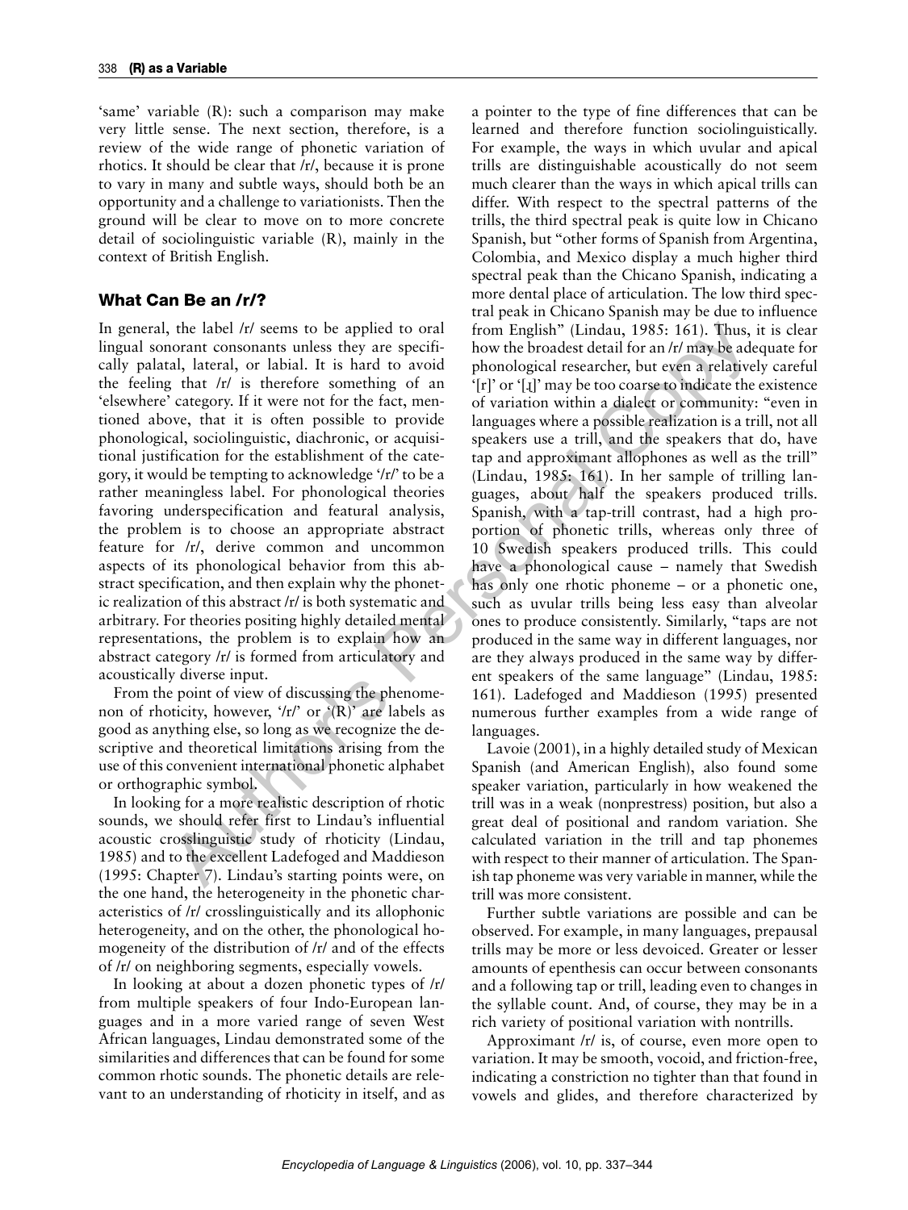'same' variable (R): such a comparison may make very little sense. The next section, therefore, is a review of the wide range of phonetic variation of rhotics. It should be clear that /r/, because it is prone to vary in many and subtle ways, should both be an opportunity and a challenge to variationists. Then the ground will be clear to move on to more concrete detail of sociolinguistic variable (R), mainly in the context of British English.

## What Can Be an /r/?

In general, the label /r/ seems to be applied to oral lingual sonorant consonants unless they are specifically palatal, lateral, or labial. It is hard to avoid the feeling that /r/ is therefore something of an 'elsewhere' category. If it were not for the fact, mentioned above, that it is often possible to provide phonological, sociolinguistic, diachronic, or acquisitional justification for the establishment of the category, it would be tempting to acknowledge '/r/' to be a rather meaningless label. For phonological theories favoring underspecification and featural analysis, the problem is to choose an appropriate abstract feature for /r/, derive common and uncommon aspects of its phonological behavior from this abstract specification, and then explain why the phonetic realization of this abstract /r/ is both systematic and arbitrary. For theories positing highly detailed mental representations, the problem is to explain how an abstract category /r/ is formed from articulatory and acoustically diverse input.

From the point of view of discussing the phenomenon of rhoticity, however, '/r/' or '(R)' are labels as good as anything else, so long as we recognize the descriptive and theoretical limitations arising from the use of this convenient international phonetic alphabet or orthographic symbol.

In looking for a more realistic description of rhotic sounds, we should refer first to Lindau's influential acoustic crosslinguistic study of rhoticity (Lindau, 1985) and to the excellent Ladefoged and Maddieson (1995: Chapter 7). Lindau's starting points were, on the one hand, the heterogeneity in the phonetic characteristics of /r/ crosslinguistically and its allophonic heterogeneity, and on the other, the phonological homogeneity of the distribution of /r/ and of the effects of /r/ on neighboring segments, especially vowels.

In looking at about a dozen phonetic types of /r/ from multiple speakers of four Indo-European languages and in a more varied range of seven West African languages, Lindau demonstrated some of the similarities and differences that can be found for some common rhotic sounds. The phonetic details are relevant to an understanding of rhoticity in itself, and as a pointer to the type of fine differences that can be learned and therefore function sociolinguistically. For example, the ways in which uvular and apical trills are distinguishable acoustically do not seem much clearer than the ways in which apical trills can differ. With respect to the spectral patterns of the trills, the third spectral peak is quite low in Chicano Spanish, but "other forms of Spanish from Argentina, Colombia, and Mexico display a much higher third spectral peak than the Chicano Spanish, indicating a more dental place of articulation. The low third spectral peak in Chicano Spanish may be due to influence from English" (Lindau, 1985: 161). Thus, it is clear how the broadest detail for an /r/ may be adequate for phonological researcher, but even a relatively careful '[r]' or '[ɹ]' may be too coarse to indicate the existence of variation within a dialect or community: "even in languages where a possible realization is a trill, not all speakers use a trill, and the speakers that do, have tap and approximant allophones as well as the trill" (Lindau, 1985: 161). In her sample of trilling languages, about half the speakers produced trills. Spanish, with a tap-trill contrast, had a high proportion of phonetic trills, whereas only three of 10 Swedish speakers produced trills. This could have a phonological cause – namely that Swedish has only one rhotic phoneme – or a phonetic one, such as uvular trills being less easy than alveolar ones to produce consistently. Similarly, "taps are not produced in the same way in different languages, nor are they always produced in the same way by different speakers of the same language" (Lindau, 1985: 161). Ladefoged and Maddieson (1995) presented numerous further examples from a wide range of languages.

Lavoie (2001), in a highly detailed study of Mexican Spanish (and American English), also found some speaker variation, particularly in how weakened the trill was in a weak (nonprestress) position, but also a great deal of positional and random variation. She calculated variation in the trill and tap phonemes with respect to their manner of articulation. The Spanish tap phoneme was very variable in manner, while the trill was more consistent.

Further subtle variations are possible and can be observed. For example, in many languages, prepausal trills may be more or less devoiced. Greater or lesser amounts of epenthesis can occur between consonants and a following tap or trill, leading even to changes in the syllable count. And, of course, they may be in a rich variety of positional variation with nontrills.

Approximant /r/ is, of course, even more open to variation. It may be smooth, vocoid, and friction-free, indicating a constriction no tighter than that found in vowels and glides, and therefore characterized by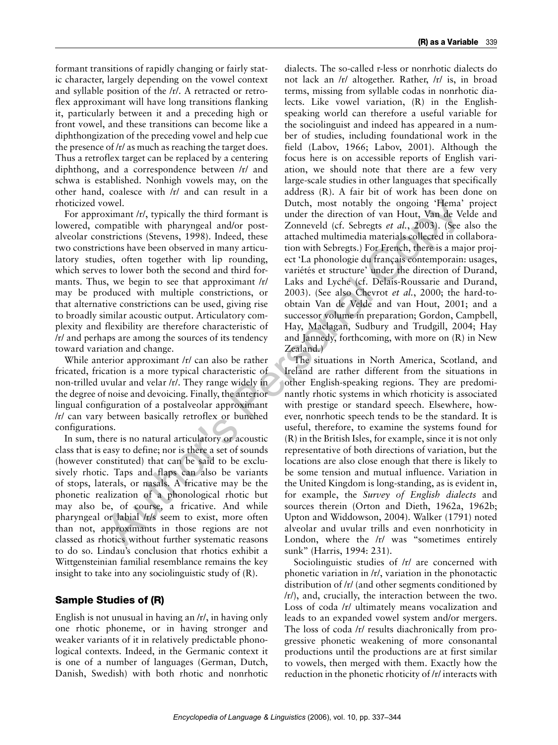formant transitions of rapidly changing or fairly static character, largely depending on the vowel context and syllable position of the /r/. A retracted or retroflex approximant will have long transitions flanking it, particularly between it and a preceding high or front vowel, and these transitions can become like a diphthongization of the preceding vowel and help cue the presence of /r/ as much as reaching the target does. Thus a retroflex target can be replaced by a centering diphthong, and a correspondence between /r/ and schwa is established. Nonhigh vowels may, on the other hand, coalesce with /r/ and can result in a rhoticized vowel.

For approximant /r/, typically the third formant is lowered, compatible with pharyngeal and/or postalveolar constrictions (Stevens, 1998). Indeed, these two constrictions have been observed in many articulatory studies, often together with lip rounding, which serves to lower both the second and third formants. Thus, we begin to see that approximant /r/ may be produced with multiple constrictions, or that alternative constrictions can be used, giving rise to broadly similar acoustic output. Articulatory complexity and flexibility are therefore characteristic of /r/ and perhaps are among the sources of its tendency toward variation and change.

While anterior approximant /r/ can also be rather fricated, frication is a more typical characteristic of non-trilled uvular and velar /r/. They range widely in the degree of noise and devoicing. Finally, the anterior lingual configuration of a postalveolar approximant /r/ can vary between basically retroflex or bunched configurations.

In sum, there is no natural articulatory or acoustic class that is easy to define; nor is there a set of sounds (however constituted) that can be said to be exclusively rhotic. Taps and flaps can also be variants of stops, laterals, or nasals. A fricative may be the phonetic realization of a phonological rhotic but may also be, of course, a fricative. And while pharyngeal or labial /r/s seem to exist, more often than not, approximants in those regions are not classed as rhotics without further systematic reasons to do so. Lindau's conclusion that rhotics exhibit a Wittgensteinian familial resemblance remains the key insight to take into any sociolinguistic study of (R).

## Sample Studies of (R)

English is not unusual in having an /r/, in having only one rhotic phoneme, or in having stronger and weaker variants of it in relatively predictable phonological contexts. Indeed, in the Germanic context it is one of a number of languages (German, Dutch, Danish, Swedish) with both rhotic and nonrhotic dialects. The so-called r-less or nonrhotic dialects do not lack an /r/ altogether. Rather, /r/ is, in broad terms, missing from syllable codas in nonrhotic dialects. Like vowel variation, (R) in the English-speaking world can therefore a useful variable for the sociolinguist and indeed has appeared in a number of studies, including foundational work in the field (Labov, 1966; Labov, 2001). Although the focus here is on accessible reports of English variation, we should note that there are a few very large-scale studies in other languages that specifically address (R). A fair bit of work has been done on Dutch, most notably the ongoing 'Hema' project under the direction of van Hout, Van de Velde and Zonneveld (cf. Sebregts *et al.*, 2003). (See also the attached multimedia materials collected in collaboration with Sebregts.) For French, there is a major project 'La phonologie du français contemporain: usages, variétés et structure' under the direction of Durand, Laks and Lyche (cf. Delais-Roussarie and Durand, 2003). (See also Chevrot *et al.*, 2000; the hard-to-obtain Van de Velde and van Hout, 2001; and a successor volume in preparation; Gordon, Campbell, Hay, Maclagan, Sudbury and Trudgill, 2004; Hay and Jannedy, forthcoming, with more on (R) in New Zealand.)

The situations in North America, Scotland, and Ireland are rather different from the situations in other English-speaking regions. They are predominantly rhotic systems in which rhoticity is associated with prestige or standard speech. Elsewhere, however, nonrhotic speech tends to be the standard. It is useful, therefore, to examine the systems found for (R) in the British Isles, for example, since it is not only representative of both directions of variation, but the locations are also close enough that there is likely to be some tension and mutual influence. Variation in the United Kingdom is long-standing, as is evident in, for example, the *Survey of English dialects* and sources therein (Orton and Dieth, 1962a, 1962b; Upton and Widdowson, 2004). Walker (1791) noted alveolar and uvular trills and even nonrhoticity in London, where the /r/ was "sometimes entirely sunk" (Harris, 1994: 231).

Sociolinguistic studies of /r/ are concerned with phonetic variation in /r/, variation in the phonotactic distribution of /r/ (and other segments conditioned by /r/), and, crucially, the interaction between the two. Loss of coda /r/ ultimately means vocalization and leads to an expanded vowel system and/or mergers. The loss of coda /r/ results diachronically from progressive phonetic weakening of more consonantal productions until the productions are at first similar to vowels, then merged with them. Exactly how the reduction in the phonetic rhoticity of /r/ interacts with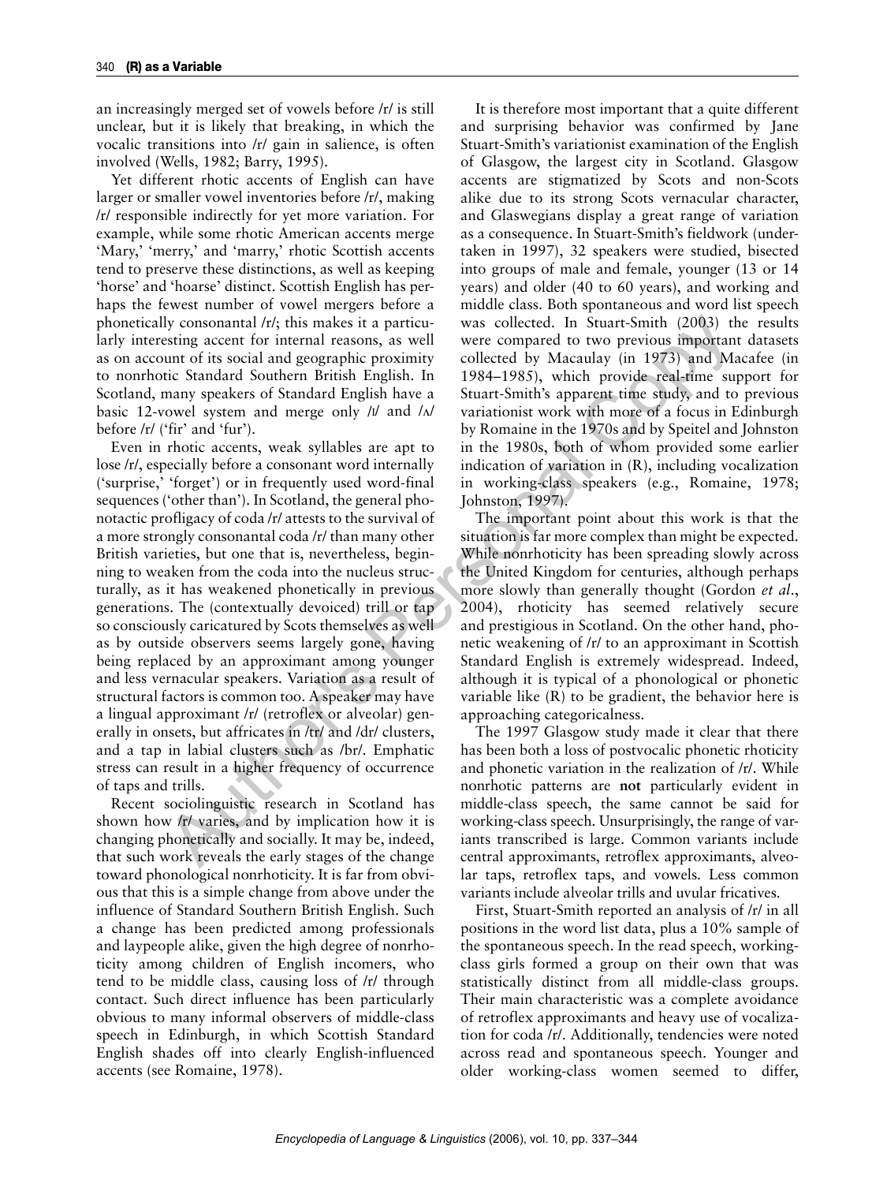an increasingly merged set of vowels before /r/ is still unclear, but it is likely that breaking, in which the vocalic transitions into /r/ gain in salience, is often involved (Wells, 1982; Barry, 1995).

Yet different rhotic accents of English can have larger or smaller vowel inventories before /r/, making /r/ responsible indirectly for yet more variation. For example, while some rhotic American accents merge 'Mary,' 'merry,' and 'marry,' rhotic Scottish accents tend to preserve these distinctions, as well as keeping 'horse' and 'hoarse' distinct. Scottish English has perhaps the fewest number of vowel mergers before a phonetically consonantal /r/; this makes it a particularly interesting accent for internal reasons, as well as on account of its social and geographic proximity to nonrhotic Standard Southern British English. In Scotland, many speakers of Standard English have a basic 12-vowel system and merge only /ɪ/ and /ʌ/ before /r/ ('fir' and 'fur').

Even in rhotic accents, weak syllables are apt to lose /r/, especially before a consonant word internally ('surprise,' 'forget') or in frequently used word-final sequences ('other than'). In Scotland, the general phonotactic profligacy of coda /r/ attests to the survival of a more strongly consonantal coda /r/ than many other British varieties, but one that is, nevertheless, beginning to weaken from the coda into the nucleus structurally, as it has weakened phonetically in previous generations. The (contextually devoiced) trill or tap so consciously caricatured by Scots themselves as well as by outside observers seems largely gone, having being replaced by an approximant among younger and less vernacular speakers. Variation as a result of structural factors is common too. A speaker may have a lingual approximant /r/ (retroflex or alveolar) generally in onsets, but affricates in /tr/ and /dr/ clusters, and a tap in labial clusters such as /br/. Emphatic stress can result in a higher frequency of occurrence of taps and trills.

Recent sociolinguistic research in Scotland has shown how /r/ varies, and by implication how it is changing phonetically and socially. It may be, indeed, that such work reveals the early stages of the change toward phonological nonrhoticity. It is far from obvious that this is a simple change from above under the influence of Standard Southern British English. Such a change has been predicted among professionals and laypeople alike, given the high degree of nonrhoticity among children of English incomers, who tend to be middle class, causing loss of /r/ through contact. Such direct influence has been particularly obvious to many informal observers of middle-class speech in Edinburgh, in which Scottish Standard English shades off into clearly English-influenced accents (see Romaine, 1978).

It is therefore most important that a quite different and surprising behavior was confirmed by Jane Stuart-Smith's variationist examination of the English of Glasgow, the largest city in Scotland. Glasgow accents are stigmatized by Scots and non-Scots alike due to its strong Scots vernacular character, and Glaswegians display a great range of variation as a consequence. In Stuart-Smith's fieldwork (undertaken in 1997), 32 speakers were studied, bisected into groups of male and female, younger (13 or 14 years) and older (40 to 60 years), and working and middle class. Both spontaneous and word list speech was collected. In Stuart-Smith (2003) the results were compared to two previous important datasets collected by Macaulay (in 1973) and Macafee (in 1984–1985), which provide real-time support for Stuart-Smith's apparent time study, and to previous variationist work with more of a focus in Edinburgh by Romaine in the 1970s and by Speitel and Johnston in the 1980s, both of whom provided some earlier indication of variation in (R), including vocalization in working-class speakers (e.g., Romaine, 1978; Johnston, 1997).

The important point about this work is that the situation is far more complex than might be expected. While nonrhoticity has been spreading slowly across the United Kingdom for centuries, although perhaps more slowly than generally thought (Gordon *et al*., 2004), rhoticity has seemed relatively secure and prestigious in Scotland. On the other hand, phonetic weakening of /r/ to an approximant in Scottish Standard English is extremely widespread. Indeed, although it is typical of a phonological or phonetic variable like (R) to be gradient, the behavior here is approaching categoricalness.

The 1997 Glasgow study made it clear that there has been both a loss of postvocalic phonetic rhoticity and phonetic variation in the realization of /r/. While nonrhotic patterns are **not** particularly evident in middle-class speech, the same cannot be said for working-class speech. Unsurprisingly, the range of variants transcribed is large. Common variants include central approximants, retroflex approximants, alveolar taps, retroflex taps, and vowels. Less common variants include alveolar trills and uvular fricatives.

First, Stuart-Smith reported an analysis of /r/ in all positions in the word list data, plus a 10% sample of the spontaneous speech. In the read speech, working-class girls formed a group on their own that was statistically distinct from all middle-class groups. Their main characteristic was a complete avoidance of retroflex approximants and heavy use of vocalization for coda /r/. Additionally, tendencies were noted across read and spontaneous speech. Younger and older working-class women seemed to differ,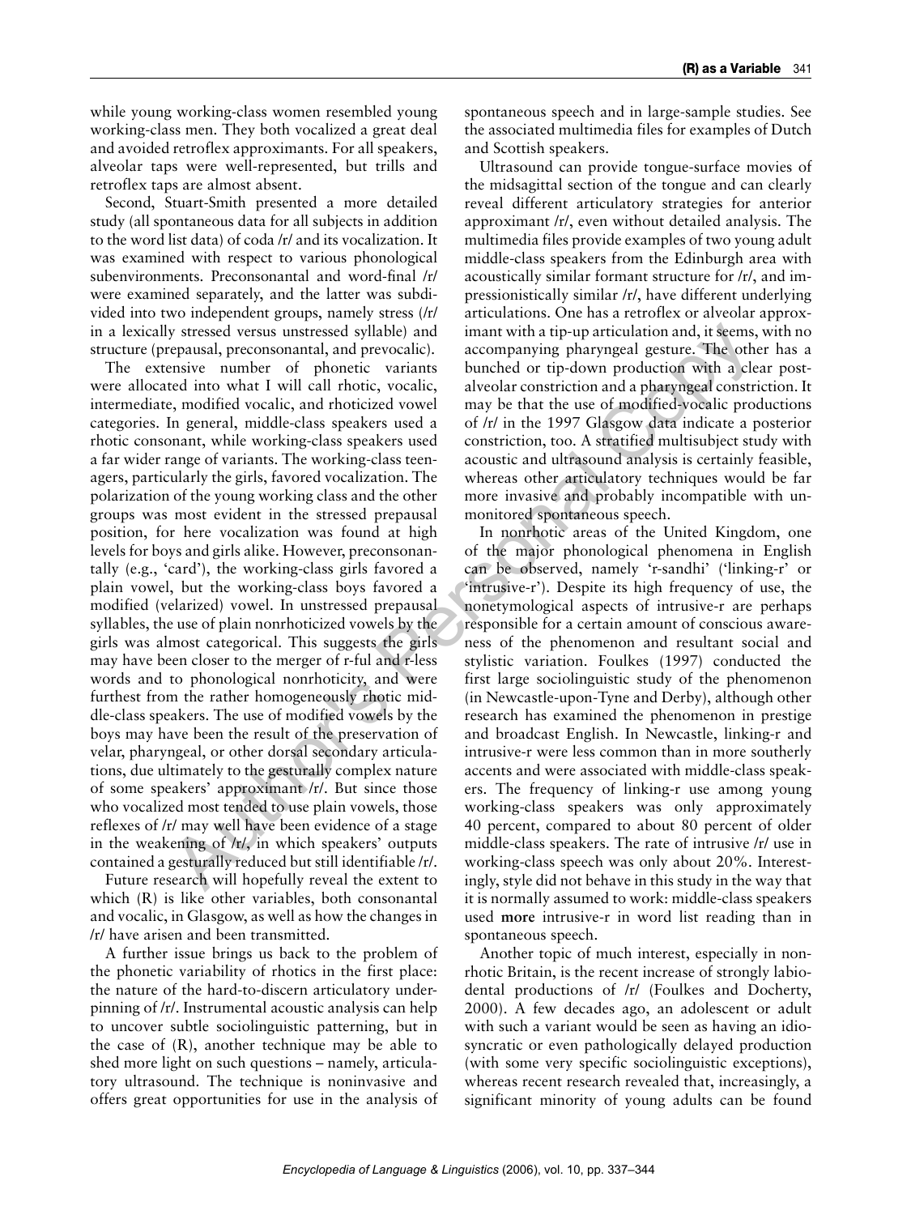while young working-class women resembled young working-class men. They both vocalized a great deal and avoided retroflex approximants. For all speakers, alveolar taps were well-represented, but trills and retroflex taps are almost absent.

Second, Stuart-Smith presented a more detailed study (all spontaneous data for all subjects in addition to the word list data) of coda /r/ and its vocalization. It was examined with respect to various phonological subenvironments. Preconsonantal and word-final /r/ were examined separately, and the latter was subdivided into two independent groups, namely stress (/r/ in a lexically stressed versus unstressed syllable) and structure (prepausal, preconsonantal, and prevocalic).

The extensive number of phonetic variants were allocated into what I will call rhotic, vocalic, intermediate, modified vocalic, and rhoticized vowel categories. In general, middle-class speakers used a rhotic consonant, while working-class speakers used a far wider range of variants. The working-class teenagers, particularly the girls, favored vocalization. The polarization of the young working class and the other groups was most evident in the stressed prepausal position, for here vocalization was found at high levels for boys and girls alike. However, preconsonantally (e.g., 'card'), the working-class girls favored a plain vowel, but the working-class boys favored a modified (velarized) vowel. In unstressed prepausal syllables, the use of plain nonrhoticized vowels by the girls was almost categorical. This suggests the girls may have been closer to the merger of r-ful and r-less words and to phonological nonrhoticity, and were furthest from the rather homogeneously rhotic middle-class speakers. The use of modified vowels by the boys may have been the result of the preservation of velar, pharyngeal, or other dorsal secondary articulations, due ultimately to the gesturally complex nature of some speakers' approximant /r/. But since those who vocalized most tended to use plain vowels, those reflexes of /r/ may well have been evidence of a stage in the weakening of /r/, in which speakers' outputs contained a gesturally reduced but still identifiable /r/.

Future research will hopefully reveal the extent to which (R) is like other variables, both consonantal and vocalic, in Glasgow, as well as how the changes in /r/ have arisen and been transmitted.

A further issue brings us back to the problem of the phonetic variability of rhotics in the first place: the nature of the hard-to-discern articulatory underpinning of /r/. Instrumental acoustic analysis can help to uncover subtle sociolinguistic patterning, but in the case of (R), another technique may be able to shed more light on such questions – namely, articulatory ultrasound. The technique is noninvasive and offers great opportunities for use in the analysis of spontaneous speech and in large-sample studies. See the associated multimedia files for examples of Dutch and Scottish speakers.

Ultrasound can provide tongue-surface movies of the midsagittal section of the tongue and can clearly reveal different articulatory strategies for anterior approximant /r/, even without detailed analysis. The multimedia files provide examples of two young adult middle-class speakers from the Edinburgh area with acoustically similar formant structure for /r/, and impressionistically similar /r/, have different underlying articulations. One has a retroflex or alveolar approximant with a tip-up articulation and, it seems, with no accompanying pharyngeal gesture. The other has a bunched or tip-down production with a clear postalveolar constriction and a pharyngeal constriction. It may be that the use of modified-vocalic productions of /r/ in the 1997 Glasgow data indicate a posterior constriction, too. A stratified multisubject study with acoustic and ultrasound analysis is certainly feasible, whereas other articulatory techniques would be far more invasive and probably incompatible with unmonitored spontaneous speech.

In nonrhotic areas of the United Kingdom, one of the major phonological phenomena in English can be observed, namely 'r-sandhi' ('linking-r' or 'intrusive-r'). Despite its high frequency of use, the nonetymological aspects of intrusive-r are perhaps responsible for a certain amount of conscious awareness of the phenomenon and resultant social and stylistic variation. Foulkes (1997) conducted the first large sociolinguistic study of the phenomenon (in Newcastle-upon-Tyne and Derby), although other research has examined the phenomenon in prestige and broadcast English. In Newcastle, linking-r and intrusive-r were less common than in more southerly accents and were associated with middle-class speakers. The frequency of linking-r use among young working-class speakers was only approximately 40 percent, compared to about 80 percent of older middle-class speakers. The rate of intrusive /r/ use in working-class speech was only about 20%. Interestingly, style did not behave in this study in the way that it is normally assumed to work: middle-class speakers used **more** intrusive-r in word list reading than in spontaneous speech.

Another topic of much interest, especially in nonrhotic Britain, is the recent increase of strongly labiodental productions of /r/ (Foulkes and Docherty, 2000). A few decades ago, an adolescent or adult with such a variant would be seen as having an idiosyncratic or even pathologically delayed production (with some very specific sociolinguistic exceptions), whereas recent research revealed that, increasingly, a significant minority of young adults can be found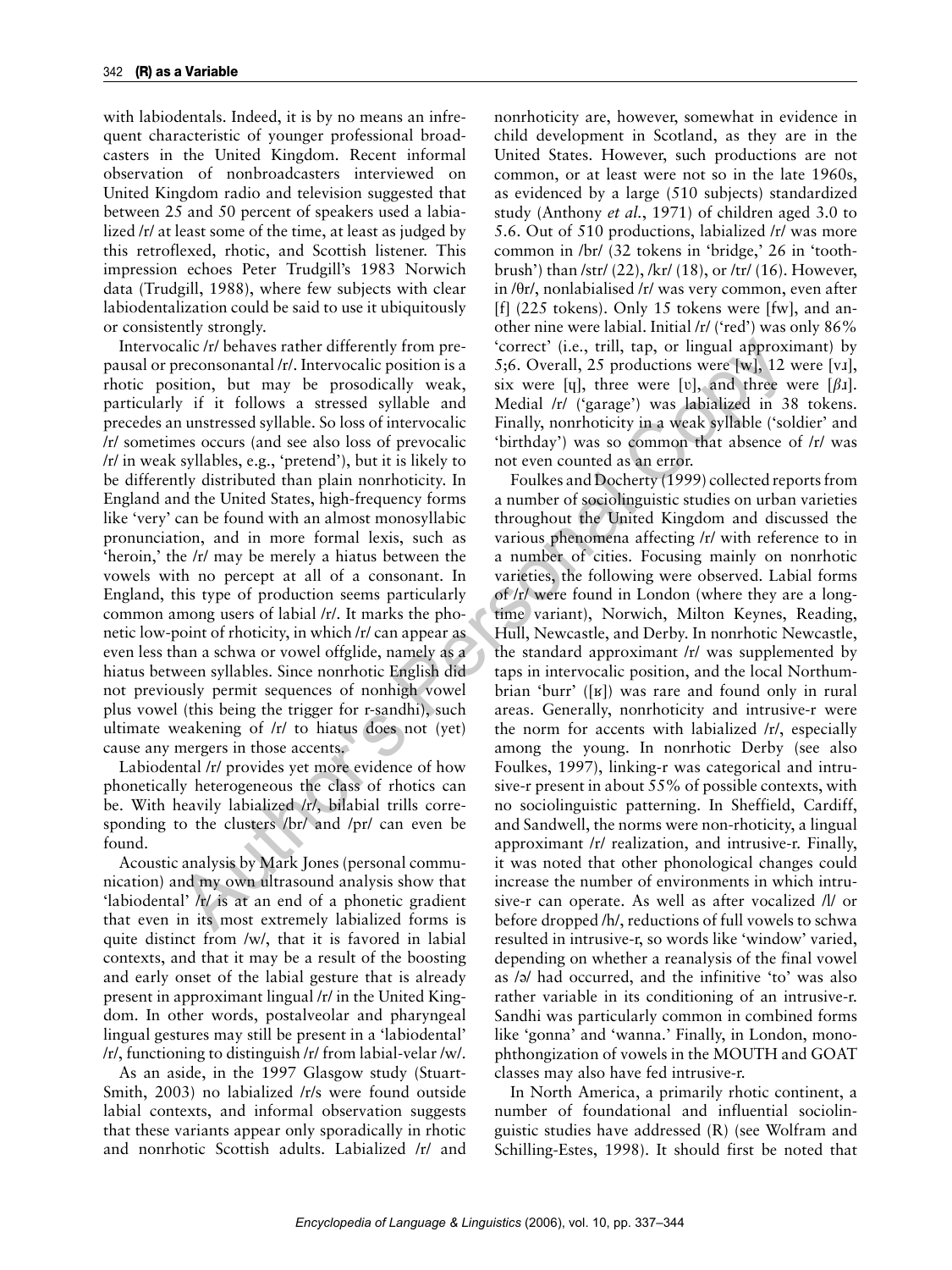with labiodentals. Indeed, it is by no means an infrequent characteristic of younger professional broadcasters in the United Kingdom. Recent informal observation of nonbroadcasters interviewed on United Kingdom radio and television suggested that between 25 and 50 percent of speakers used a labialized /r/ at least some of the time, at least as judged by this retroflexed, rhotic, and Scottish listener. This impression echoes Peter Trudgill's 1983 Norwich data (Trudgill, 1988), where few subjects with clear labiodentalization could be said to use it ubiquitously or consistently strongly.

Intervocalic /r/ behaves rather differently from prepausal or preconsonantal /r/. Intervocalic position is a rhotic position, but may be prosodically weak, particularly if it follows a stressed syllable and precedes an unstressed syllable. So loss of intervocalic /r/ sometimes occurs (and see also loss of prevocalic /r/ in weak syllables, e.g., 'pretend'), but it is likely to be differently distributed than plain nonrhoticity. In England and the United States, high-frequency forms like 'very' can be found with an almost monosyllabic pronunciation, and in more formal lexis, such as 'heroin,' the /r/ may be merely a hiatus between the vowels with no percept at all of a consonant. In England, this type of production seems particularly common among users of labial /r/. It marks the phonetic low-point of rhoticity, in which /r/ can appear as even less than a schwa or vowel offglide, namely as a hiatus between syllables. Since nonrhotic English did not previously permit sequences of nonhigh vowel plus vowel (this being the trigger for r-sandhi), such ultimate weakening of /r/ to hiatus does not (yet) cause any mergers in those accents.

Labiodental /r/ provides yet more evidence of how phonetically heterogeneous the class of rhotics can be. With heavily labialized /r/, bilabial trills corresponding to the clusters /br/ and /pr/ can even be found.

Acoustic analysis by Mark Jones (personal communication) and my own ultrasound analysis show that 'labiodental' /r/ is at an end of a phonetic gradient that even in its most extremely labialized forms is quite distinct from /w/, that it is favored in labial contexts, and that it may be a result of the boosting and early onset of the labial gesture that is already present in approximant lingual /r/ in the United Kingdom. In other words, postalveolar and pharyngeal lingual gestures may still be present in a 'labiodental' /r/, functioning to distinguish /r/ from labial-velar /w/.

As an aside, in the 1997 Glasgow study (Stuart-Smith, 2003) no labialized /r/s were found outside labial contexts, and informal observation suggests that these variants appear only sporadically in rhotic and nonrhotic Scottish adults. Labialized /r/ and nonrhoticity are, however, somewhat in evidence in child development in Scotland, as they are in the United States. However, such productions are not common, or at least were not so in the late 1960s, as evidenced by a large (510 subjects) standardized study (Anthony *et al.*, 1971) of children aged 3.0 to 5.6. Out of 510 productions, labialized /r/ was more common in /br/ (32 tokens in 'bridge,' 26 in 'toothbrush') than /str/ (22), /kr/ (18), or /tr/ (16). However, in /θr/, nonlabialised /r/ was very common, even after [f] (225 tokens). Only 15 tokens were [fw], and another nine were labial. Initial /r/ ('red') was only 86% 'correct' (i.e., trill, tap, or lingual approximant) by 5;6. Overall, 25 productions were [w], 12 were [vɹ], six were [ɥ], three were [ʋ], and three were [βɹ]. Medial /r/ ('garage') was labialized in 38 tokens. Finally, nonrhoticity in a weak syllable ('soldier' and 'birthday') was so common that absence of /r/ was not even counted as an error.

Foulkes and Docherty (1999) collected reports from a number of sociolinguistic studies on urban varieties throughout the United Kingdom and discussed the various phenomena affecting /r/ with reference to in a number of cities. Focusing mainly on nonrhotic varieties, the following were observed. Labial forms of /r/ were found in London (where they are a long-time variant), Norwich, Milton Keynes, Reading, Hull, Newcastle, and Derby. In nonrhotic Newcastle, the standard approximant /r/ was supplemented by taps in intervocalic position, and the local Northumbrian 'burr' ([ʁ]) was rare and found only in rural areas. Generally, nonrhoticity and intrusive-r were the norm for accents with labialized /r/, especially among the young. In nonrhotic Derby (see also Foulkes, 1997), linking-r was categorical and intrusive-r present in about 55% of possible contexts, with no sociolinguistic patterning. In Sheffield, Cardiff, and Sandwell, the norms were non-rhoticity, a lingual approximant /r/ realization, and intrusive-r. Finally, it was noted that other phonological changes could increase the number of environments in which intrusive-r can operate. As well as after vocalized /l/ or before dropped /h/, reductions of full vowels to schwa resulted in intrusive-r, so words like 'window' varied, depending on whether a reanalysis of the final vowel as /ə/ had occurred, and the infinitive 'to' was also rather variable in its conditioning of an intrusive-r. Sandhi was particularly common in combined forms like 'gonna' and 'wanna.' Finally, in London, monophthongization of vowels in the MOUTH and GOAT classes may also have fed intrusive-r.

In North America, a primarily rhotic continent, a number of foundational and influential sociolinguistic studies have addressed (R) (see Wolfram and Schilling-Estes, 1998). It should first be noted that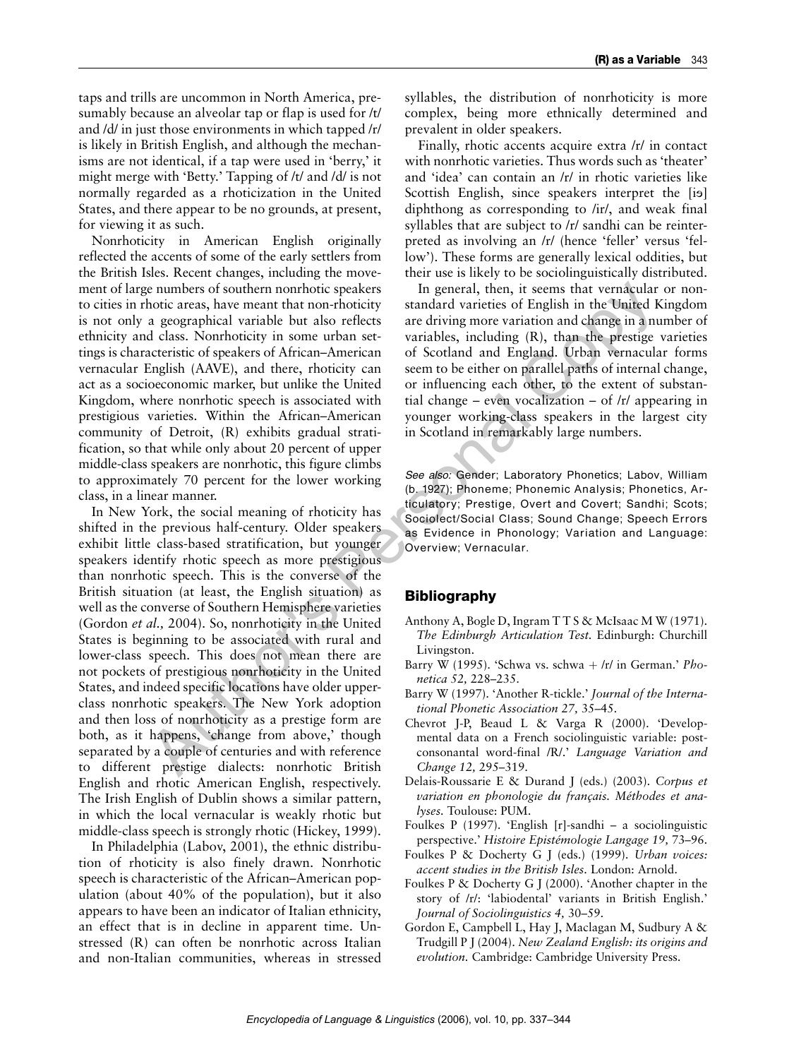taps and trills are uncommon in North America, presumably because an alveolar tap or flap is used for /t/ and /d/ in just those environments in which tapped /r/ is likely in British English, and although the mechanisms are not identical, if a tap were used in 'berry,' it might merge with 'Betty.' Tapping of /t/ and /d/ is not normally regarded as a rhoticization in the United States, and there appear to be no grounds, at present, for viewing it as such.

Nonrhoticity in American English originally reflected the accents of some of the early settlers from the British Isles. Recent changes, including the movement of large numbers of southern nonrhotic speakers to cities in rhotic areas, have meant that non-rhoticity is not only a geographical variable but also reflects ethnicity and class. Nonrhoticity in some urban settings is characteristic of speakers of African–American vernacular English (AAVE), and there, rhoticity can act as a socioeconomic marker, but unlike the United Kingdom, where nonrhotic speech is associated with prestigious varieties. Within the African–American community of Detroit, (R) exhibits gradual stratification, so that while only about 20 percent of upper middle-class speakers are nonrhotic, this figure climbs to approximately 70 percent for the lower working class, in a linear manner.

In New York, the social meaning of rhoticity has shifted in the previous half-century. Older speakers exhibit little class-based stratification, but younger speakers identify rhotic speech as more prestigious than nonrhotic speech. This is the converse of the British situation (at least, the English situation) as well as the converse of Southern Hemisphere varieties (Gordon *et al.,* 2004). So, nonrhoticity in the United States is beginning to be associated with rural and lower-class speech. This does not mean there are not pockets of prestigious nonrhoticity in the United States, and indeed specific locations have older upper-class nonrhotic speakers. The New York adoption and then loss of nonrhoticity as a prestige form are both, as it happens, 'change from above,' though separated by a couple of centuries and with reference to different prestige dialects: nonrhotic British English and rhotic American English, respectively. The Irish English of Dublin shows a similar pattern, in which the local vernacular is weakly rhotic but middle-class speech is strongly rhotic (Hickey, 1999).

In Philadelphia (Labov, 2001), the ethnic distribution of rhoticity is also finely drawn. Nonrhotic speech is characteristic of the African–American population (about 40% of the population), but it also appears to have been an indicator of Italian ethnicity, an effect that is in decline in apparent time. Unstressed (R) can often be nonrhotic across Italian and non-Italian communities, whereas in stressed syllables, the distribution of nonrhoticity is more complex, being more ethnically determined and prevalent in older speakers.

Finally, rhotic accents acquire extra /r/ in contact with nonrhotic varieties. Thus words such as 'theater' and 'idea' can contain an /r/ in rhotic varieties like Scottish English, since speakers interpret the [iə] diphthong as corresponding to /ir/, and weak final syllables that are subject to /r/ sandhi can be reinterpreted as involving an /r/ (hence 'feller' versus 'fellow'). These forms are generally lexical oddities, but their use is likely to be sociolinguistically distributed.

In general, then, it seems that vernacular or nonstandard varieties of English in the United Kingdom are driving more variation and change in a number of variables, including (R), than the prestige varieties of Scotland and England. Urban vernacular forms seem to be either on parallel paths of internal change, or influencing each other, to the extent of substantial change – even vocalization – of /r/ appearing in younger working-class speakers in the largest city in Scotland in remarkably large numbers.

*See also:* Gender; Laboratory Phonetics; Labov, William (b. 1927); Phoneme; Phonemic Analysis; Phonetics, Articulatory; Prestige, Overt and Covert; Sandhi; Scots; Sociolect/Social Class; Sound Change; Speech Errors as Evidence in Phonology; Variation and Language: Overview; Vernacular.

## Bibliography

- Anthony A, Bogle D, Ingram T T S & McIsaac M W (1971). *The Edinburgh Articulation Test.* Edinburgh: Churchill Livingston.
- Barry W (1995). 'Schwa vs. schwa + /r/ in German.' *Phonetica 52,* 228–235.
- Barry W (1997). 'Another R-tickle.' *Journal of the International Phonetic Association 27,* 35–45.
- Chevrot J-P, Beaud L & Varga R (2000). 'Developmental data on a French sociolinguistic variable: post-consonantal word-final /R/.' *Language Variation and Change 12,* 295–319.
- Delais-Roussarie E & Durand J (eds.) (2003). *Corpus et variation en phonologie du français. Méthodes et analyses.* Toulouse: PUM.
- Foulkes P (1997). 'English [r]-sandhi – a sociolinguistic perspective.' *Histoire Epistémologie Langage 19,* 73–96.
- Foulkes P & Docherty G J (eds.) (1999). *Urban voices: accent studies in the British Isles.* London: Arnold.
- Foulkes P & Docherty G J (2000). 'Another chapter in the story of /r/: 'labiodental' variants in British English.' *Journal of Sociolinguistics 4,* 30–59.
- Gordon E, Campbell L, Hay J, Maclagan M, Sudbury A & Trudgill P J (2004). *New Zealand English: its origins and evolution.* Cambridge: Cambridge University Press.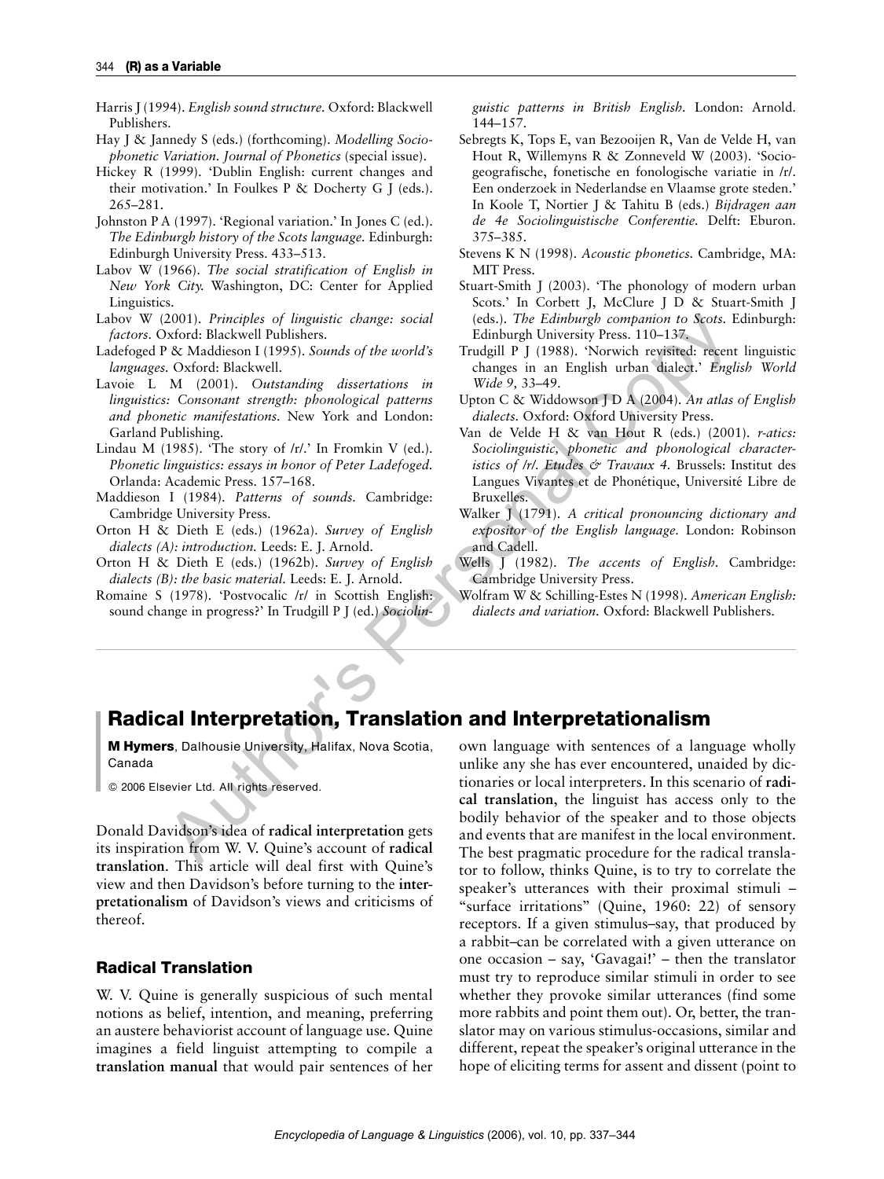Harris J (1994). *English sound structure.* Oxford: Blackwell Publishers.

Hay J & Jannedy S (eds.) (forthcoming). *Modelling Sociophonetic Variation. Journal of Phonetics* (special issue).

Hickey R (1999). 'Dublin English: current changes and their motivation.' In Foulkes P & Docherty G J (eds.). 265–281.

Johnston P A (1997). 'Regional variation.' In Jones C (ed.). *The Edinburgh history of the Scots language.* Edinburgh: Edinburgh University Press. 433–513.

Labov W (1966). *The social stratification of English in New York City.* Washington, DC: Center for Applied Linguistics.

Labov W (2001). *Principles of linguistic change: social factors.* Oxford: Blackwell Publishers.

Ladefoged P & Maddieson I (1995). *Sounds of the world's languages.* Oxford: Blackwell.

Lavoie L M (2001). *Outstanding dissertations in linguistics: Consonant strength: phonological patterns and phonetic manifestations.* New York and London: Garland Publishing.

Lindau M (1985). 'The story of /r/.' In Fromkin V (ed.). *Phonetic linguistics: essays in honor of Peter Ladefoged.* Orlanda: Academic Press. 157–168.

Maddieson I (1984). *Patterns of sounds.* Cambridge: Cambridge University Press.

Orton H & Dieth E (eds.) (1962a). *Survey of English dialects (A): introduction.* Leeds: E. J. Arnold.

Orton H & Dieth E (eds.) (1962b). *Survey of English dialects (B): the basic material.* Leeds: E. J. Arnold.

Romaine S (1978). 'Postvocalic /r/ in Scottish English: sound change in progress?' In Trudgill P J (ed.) *Sociolinguistic patterns in British English.* London: Arnold. 144–157.

Sebregts K, Tops E, van Bezooijen R, Van de Velde H, van Hout R, Willemyns R & Zonneveld W (2003). 'Sociogeografische, fonetische en fonologische variatie in /r/. Een onderzoek in Nederlandse en Vlaamse grote steden.' In Koole T, Nortier J & Tahitu B (eds.) *Bijdragen aan de 4e Sociolinguistische Conferentie.* Delft: Eburon. 375–385.

Stevens K N (1998). *Acoustic phonetics.* Cambridge, MA: MIT Press.

Stuart-Smith J (2003). 'The phonology of modern urban Scots.' In Corbett J, McClure J D & Stuart-Smith J (eds.). *The Edinburgh companion to Scots.* Edinburgh: Edinburgh University Press. 110–137.

Trudgill P J (1988). 'Norwich revisited: recent linguistic changes in an English urban dialect.' *English World Wide 9,* 33–49.

Upton C & Widdowson J D A (2004). *An atlas of English dialects.* Oxford: Oxford University Press.

Van de Velde H & van Hout R (eds.) (2001). *r-atics: Sociolinguistic, phonetic and phonological characteristics of /r/. Etudes & Travaux 4.* Brussels: Institut des Langues Vivantes et de Phonétique, Université Libre de Bruxelles.

Walker J (1791). *A critical pronouncing dictionary and expositor of the English language.* London: Robinson and Cadell.

Wells J (1982). *The accents of English.* Cambridge: Cambridge University Press.

Wolfram W & Schilling-Estes N (1998). *American English: dialects and variation.* Oxford: Blackwell Publishers.

# Radical Interpretation, Translation and Interpretationalism

**M Hymers**, Dalhousie University, Halifax, Nova Scotia, Canada

© 2006 Elsevier Ltd. All rights reserved.

Donald Davidson's idea of **radical interpretation** gets its inspiration from W. V. Quine's account of **radical translation**. This article will deal first with Quine's view and then Davidson's before turning to the **interpretationalism** of Davidson's views and criticisms of thereof.

## Radical Translation

W. V. Quine is generally suspicious of such mental notions as belief, intention, and meaning, preferring an austere behaviorist account of language use. Quine imagines a field linguist attempting to compile a **translation manual** that would pair sentences of her own language with sentences of a language wholly unlike any she has ever encountered, unaided by dictionaries or local interpreters. In this scenario of **radical translation**, the linguist has access only to the bodily behavior of the speaker and to those objects and events that are manifest in the local environment. The best pragmatic procedure for the radical translator to follow, thinks Quine, is to try to correlate the speaker's utterances with their proximal stimuli – "surface irritations" (Quine, 1960: 22) of sensory receptors. If a given stimulus–say, that produced by a rabbit–can be correlated with a given utterance on one occasion – say, 'Gavagai!' – then the translator must try to reproduce similar stimuli in order to see whether they provoke similar utterances (find some more rabbits and point them out). Or, better, the translator may on various stimulus-occasions, similar and different, repeat the speaker's original utterance in the hope of eliciting terms for assent and dissent (point to